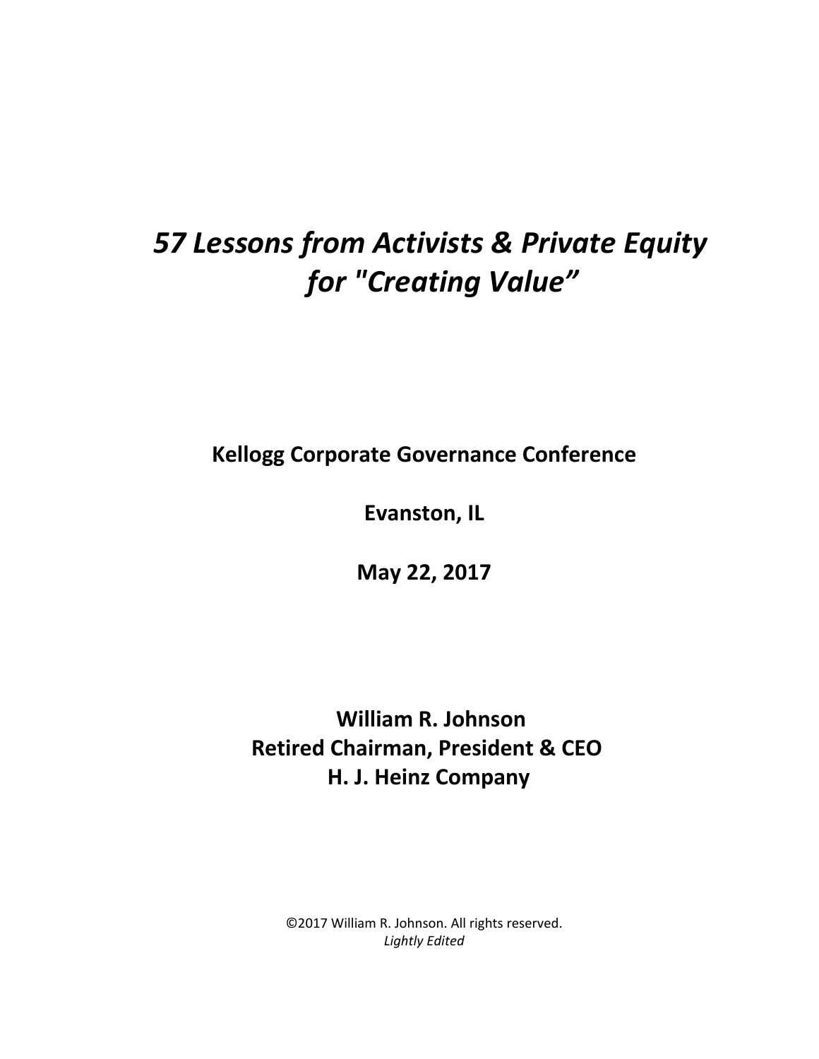# *57 Lessons from Activists & Private Equity for "Creating Value"*

**Kellogg Corporate Governance Conference**

**Evanston, IL**

**May 22, 2017**

**William R. Johnson**
**Retired Chairman, President & CEO**
**H. J. Heinz Company**

©2017 William R. Johnson. All rights reserved.
*Lightly Edited*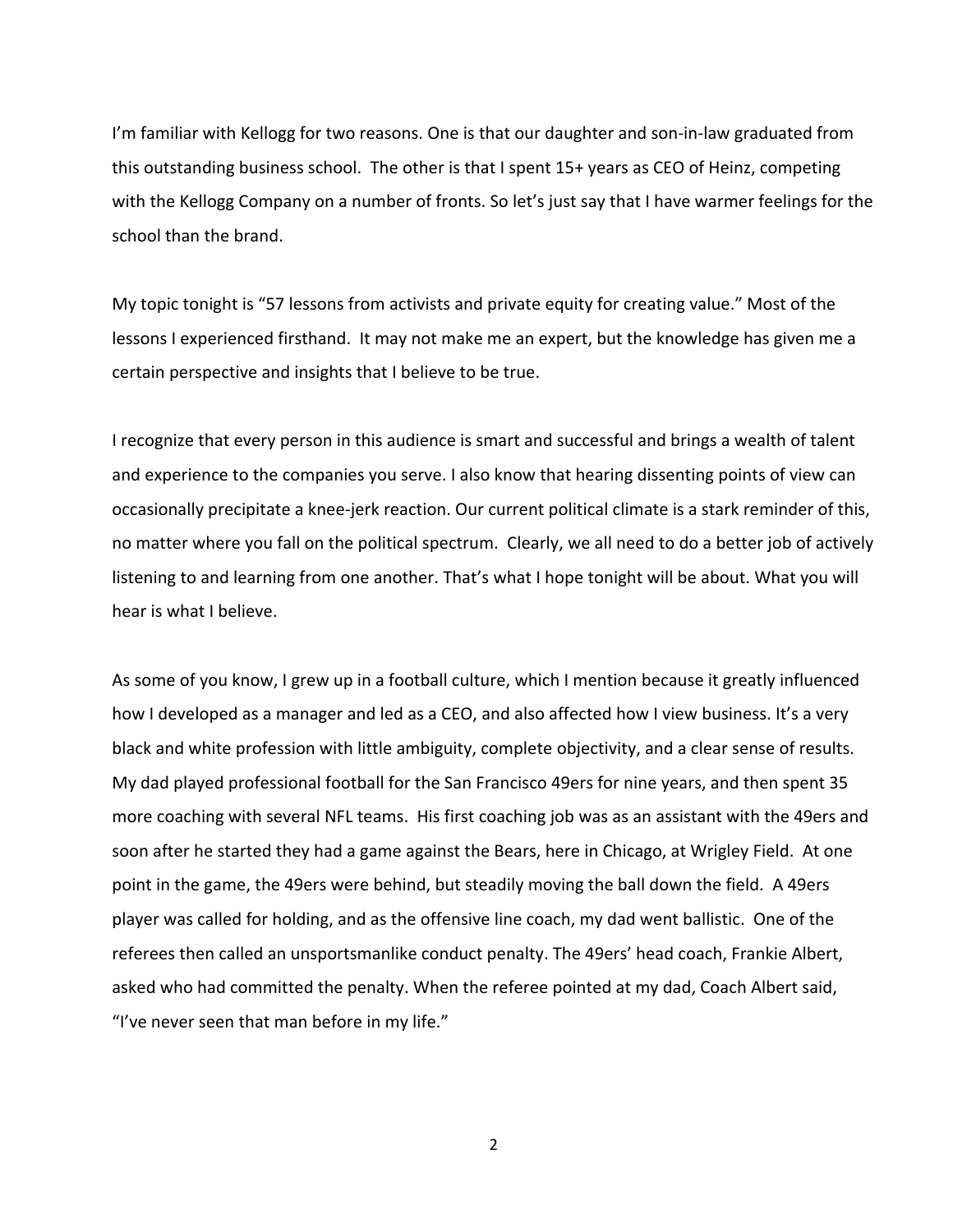I'm familiar with Kellogg for two reasons. One is that our daughter and son-in-law graduated from this outstanding business school. The other is that I spent 15+ years as CEO of Heinz, competing with the Kellogg Company on a number of fronts. So let's just say that I have warmer feelings for the school than the brand.

My topic tonight is "57 lessons from activists and private equity for creating value." Most of the lessons I experienced firsthand. It may not make me an expert, but the knowledge has given me a certain perspective and insights that I believe to be true.

I recognize that every person in this audience is smart and successful and brings a wealth of talent and experience to the companies you serve. I also know that hearing dissenting points of view can occasionally precipitate a knee-jerk reaction. Our current political climate is a stark reminder of this, no matter where you fall on the political spectrum. Clearly, we all need to do a better job of actively listening to and learning from one another. That's what I hope tonight will be about. What you will hear is what I believe.

As some of you know, I grew up in a football culture, which I mention because it greatly influenced how I developed as a manager and led as a CEO, and also affected how I view business. It's a very black and white profession with little ambiguity, complete objectivity, and a clear sense of results. My dad played professional football for the San Francisco 49ers for nine years, and then spent 35 more coaching with several NFL teams. His first coaching job was as an assistant with the 49ers and soon after he started they had a game against the Bears, here in Chicago, at Wrigley Field. At one point in the game, the 49ers were behind, but steadily moving the ball down the field. A 49ers player was called for holding, and as the offensive line coach, my dad went ballistic. One of the referees then called an unsportsmanlike conduct penalty. The 49ers' head coach, Frankie Albert, asked who had committed the penalty. When the referee pointed at my dad, Coach Albert said, "I've never seen that man before in my life."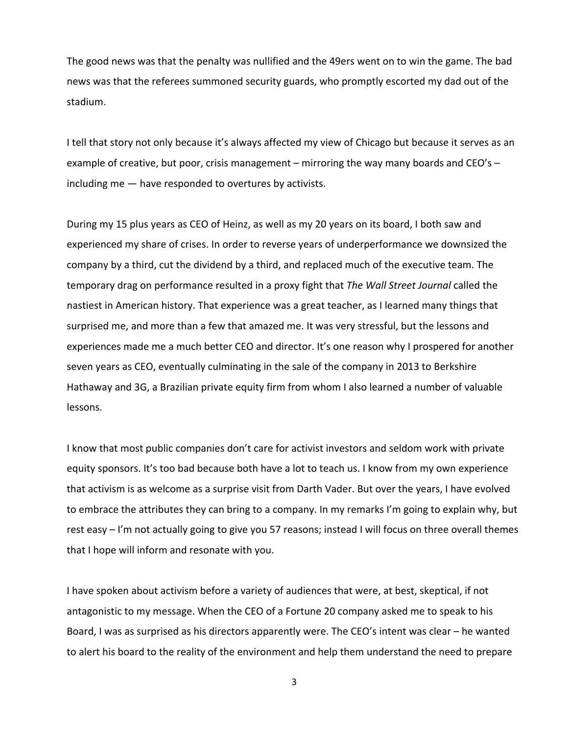The good news was that the penalty was nullified and the 49ers went on to win the game. The bad news was that the referees summoned security guards, who promptly escorted my dad out of the stadium.

I tell that story not only because it's always affected my view of Chicago but because it serves as an example of creative, but poor, crisis management – mirroring the way many boards and CEO's – including me — have responded to overtures by activists.

During my 15 plus years as CEO of Heinz, as well as my 20 years on its board, I both saw and experienced my share of crises. In order to reverse years of underperformance we downsized the company by a third, cut the dividend by a third, and replaced much of the executive team. The temporary drag on performance resulted in a proxy fight that *The Wall Street Journal* called the nastiest in American history. That experience was a great teacher, as I learned many things that surprised me, and more than a few that amazed me. It was very stressful, but the lessons and experiences made me a much better CEO and director. It's one reason why I prospered for another seven years as CEO, eventually culminating in the sale of the company in 2013 to Berkshire Hathaway and 3G, a Brazilian private equity firm from whom I also learned a number of valuable lessons.

I know that most public companies don't care for activist investors and seldom work with private equity sponsors. It's too bad because both have a lot to teach us. I know from my own experience that activism is as welcome as a surprise visit from Darth Vader. But over the years, I have evolved to embrace the attributes they can bring to a company. In my remarks I'm going to explain why, but rest easy – I'm not actually going to give you 57 reasons; instead I will focus on three overall themes that I hope will inform and resonate with you.

I have spoken about activism before a variety of audiences that were, at best, skeptical, if not antagonistic to my message. When the CEO of a Fortune 20 company asked me to speak to his Board, I was as surprised as his directors apparently were. The CEO's intent was clear – he wanted to alert his board to the reality of the environment and help them understand the need to prepare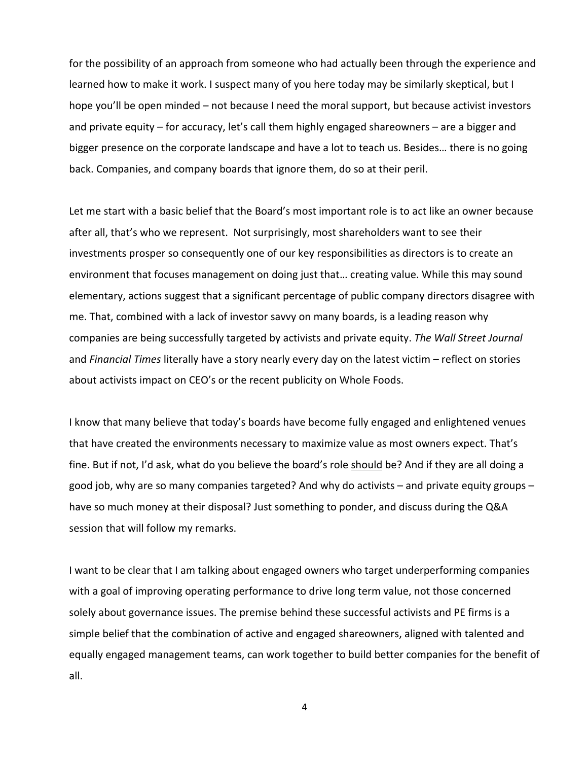for the possibility of an approach from someone who had actually been through the experience and learned how to make it work. I suspect many of you here today may be similarly skeptical, but I hope you'll be open minded – not because I need the moral support, but because activist investors and private equity – for accuracy, let's call them highly engaged shareowners – are a bigger and bigger presence on the corporate landscape and have a lot to teach us. Besides… there is no going back. Companies, and company boards that ignore them, do so at their peril.

Let me start with a basic belief that the Board's most important role is to act like an owner because after all, that's who we represent. Not surprisingly, most shareholders want to see their investments prosper so consequently one of our key responsibilities as directors is to create an environment that focuses management on doing just that… creating value. While this may sound elementary, actions suggest that a significant percentage of public company directors disagree with me. That, combined with a lack of investor savvy on many boards, is a leading reason why companies are being successfully targeted by activists and private equity. *The Wall Street Journal* and *Financial Times* literally have a story nearly every day on the latest victim – reflect on stories about activists impact on CEO's or the recent publicity on Whole Foods.

I know that many believe that today's boards have become fully engaged and enlightened venues that have created the environments necessary to maximize value as most owners expect. That's fine. But if not, I'd ask, what do you believe the board's role <u>should</u> be? And if they are all doing a good job, why are so many companies targeted? And why do activists – and private equity groups – have so much money at their disposal? Just something to ponder, and discuss during the Q&A session that will follow my remarks.

I want to be clear that I am talking about engaged owners who target underperforming companies with a goal of improving operating performance to drive long term value, not those concerned solely about governance issues. The premise behind these successful activists and PE firms is a simple belief that the combination of active and engaged shareowners, aligned with talented and equally engaged management teams, can work together to build better companies for the benefit of all.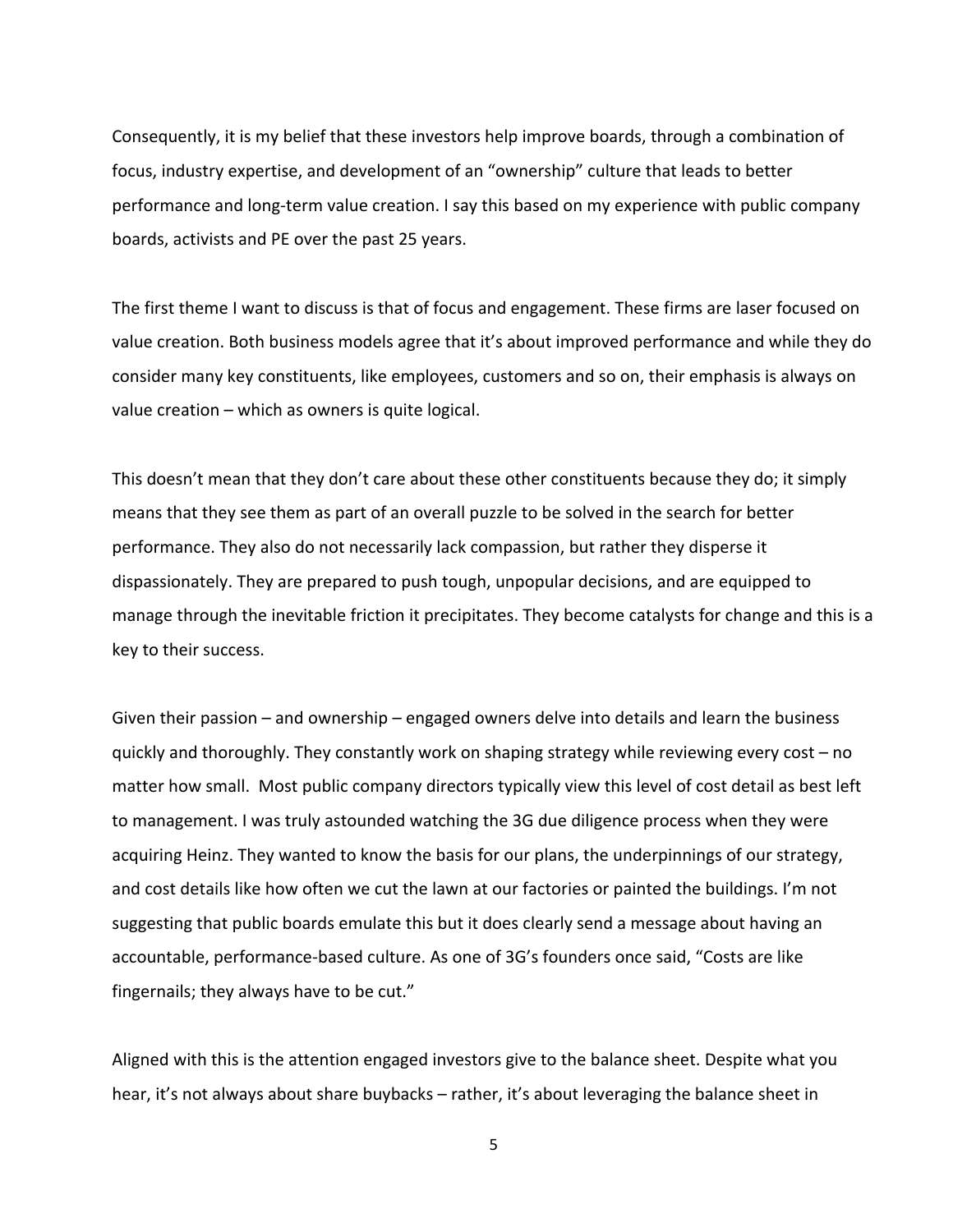Consequently, it is my belief that these investors help improve boards, through a combination of focus, industry expertise, and development of an "ownership" culture that leads to better performance and long-term value creation. I say this based on my experience with public company boards, activists and PE over the past 25 years.

The first theme I want to discuss is that of focus and engagement. These firms are laser focused on value creation. Both business models agree that it's about improved performance and while they do consider many key constituents, like employees, customers and so on, their emphasis is always on value creation – which as owners is quite logical.

This doesn't mean that they don't care about these other constituents because they do; it simply means that they see them as part of an overall puzzle to be solved in the search for better performance. They also do not necessarily lack compassion, but rather they disperse it dispassionately. They are prepared to push tough, unpopular decisions, and are equipped to manage through the inevitable friction it precipitates. They become catalysts for change and this is a key to their success.

Given their passion – and ownership – engaged owners delve into details and learn the business quickly and thoroughly. They constantly work on shaping strategy while reviewing every cost – no matter how small. Most public company directors typically view this level of cost detail as best left to management. I was truly astounded watching the 3G due diligence process when they were acquiring Heinz. They wanted to know the basis for our plans, the underpinnings of our strategy, and cost details like how often we cut the lawn at our factories or painted the buildings. I'm not suggesting that public boards emulate this but it does clearly send a message about having an accountable, performance-based culture. As one of 3G's founders once said, "Costs are like fingernails; they always have to be cut."

Aligned with this is the attention engaged investors give to the balance sheet. Despite what you hear, it's not always about share buybacks – rather, it's about leveraging the balance sheet in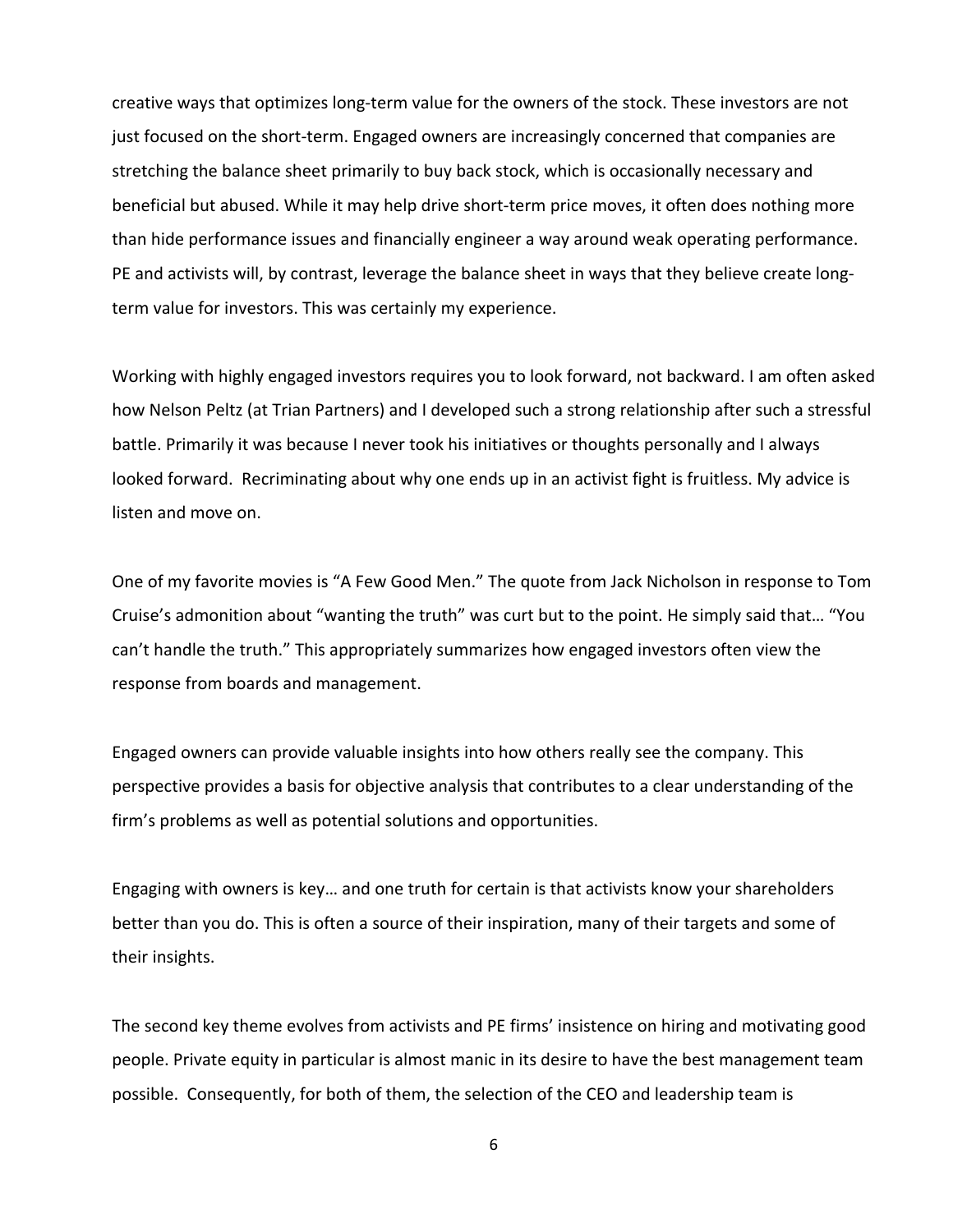creative ways that optimizes long-term value for the owners of the stock. These investors are not just focused on the short-term. Engaged owners are increasingly concerned that companies are stretching the balance sheet primarily to buy back stock, which is occasionally necessary and beneficial but abused. While it may help drive short-term price moves, it often does nothing more than hide performance issues and financially engineer a way around weak operating performance. PE and activists will, by contrast, leverage the balance sheet in ways that they believe create long-term value for investors. This was certainly my experience.

Working with highly engaged investors requires you to look forward, not backward. I am often asked how Nelson Peltz (at Trian Partners) and I developed such a strong relationship after such a stressful battle. Primarily it was because I never took his initiatives or thoughts personally and I always looked forward. Recriminating about why one ends up in an activist fight is fruitless. My advice is listen and move on.

One of my favorite movies is "A Few Good Men." The quote from Jack Nicholson in response to Tom Cruise's admonition about "wanting the truth" was curt but to the point. He simply said that… "You can't handle the truth." This appropriately summarizes how engaged investors often view the response from boards and management.

Engaged owners can provide valuable insights into how others really see the company. This perspective provides a basis for objective analysis that contributes to a clear understanding of the firm's problems as well as potential solutions and opportunities.

Engaging with owners is key… and one truth for certain is that activists know your shareholders better than you do. This is often a source of their inspiration, many of their targets and some of their insights.

The second key theme evolves from activists and PE firms' insistence on hiring and motivating good people. Private equity in particular is almost manic in its desire to have the best management team possible. Consequently, for both of them, the selection of the CEO and leadership team is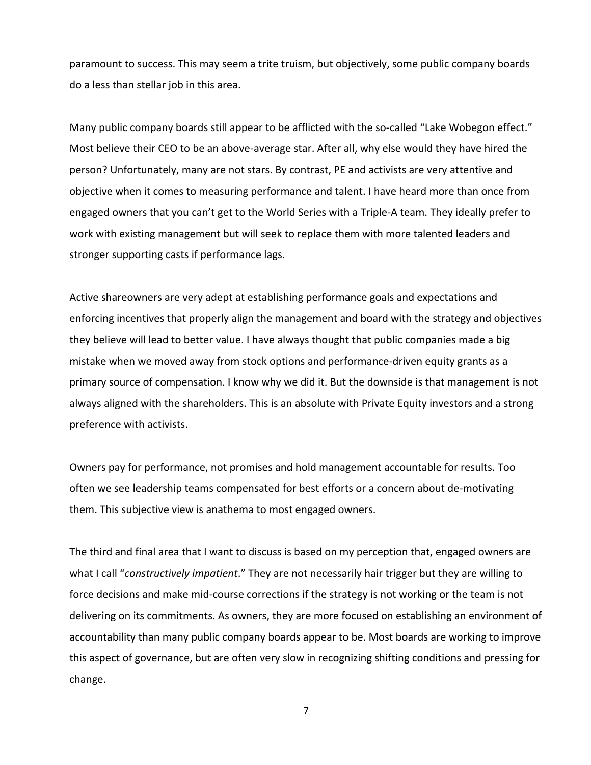paramount to success. This may seem a trite truism, but objectively, some public company boards do a less than stellar job in this area.

Many public company boards still appear to be afflicted with the so-called "Lake Wobegon effect." Most believe their CEO to be an above-average star. After all, why else would they have hired the person? Unfortunately, many are not stars. By contrast, PE and activists are very attentive and objective when it comes to measuring performance and talent. I have heard more than once from engaged owners that you can't get to the World Series with a Triple-A team. They ideally prefer to work with existing management but will seek to replace them with more talented leaders and stronger supporting casts if performance lags.

Active shareowners are very adept at establishing performance goals and expectations and enforcing incentives that properly align the management and board with the strategy and objectives they believe will lead to better value. I have always thought that public companies made a big mistake when we moved away from stock options and performance-driven equity grants as a primary source of compensation. I know why we did it. But the downside is that management is not always aligned with the shareholders. This is an absolute with Private Equity investors and a strong preference with activists.

Owners pay for performance, not promises and hold management accountable for results. Too often we see leadership teams compensated for best efforts or a concern about de-motivating them. This subjective view is anathema to most engaged owners.

The third and final area that I want to discuss is based on my perception that, engaged owners are what I call "*constructively impatient*." They are not necessarily hair trigger but they are willing to force decisions and make mid-course corrections if the strategy is not working or the team is not delivering on its commitments. As owners, they are more focused on establishing an environment of accountability than many public company boards appear to be. Most boards are working to improve this aspect of governance, but are often very slow in recognizing shifting conditions and pressing for change.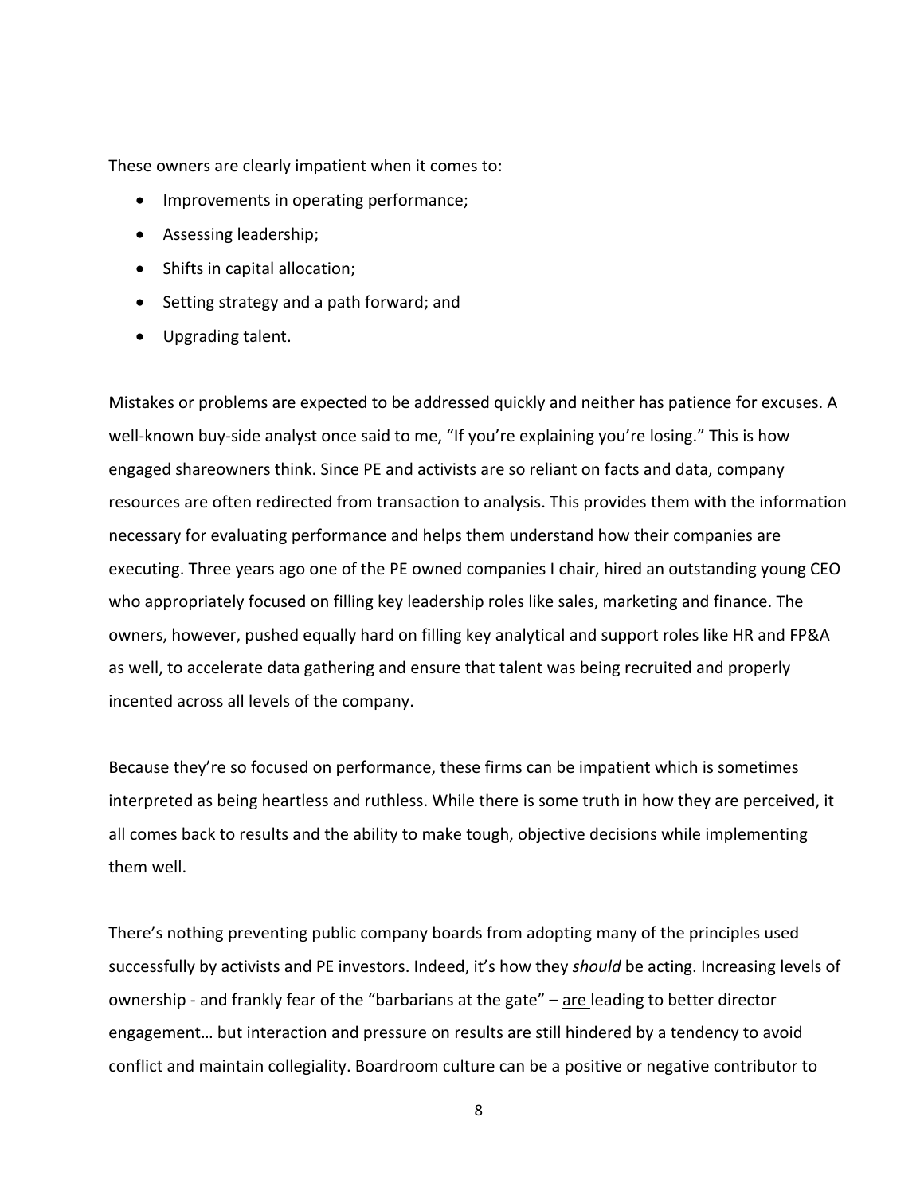These owners are clearly impatient when it comes to:

- Improvements in operating performance;
- Assessing leadership;
- Shifts in capital allocation;
- Setting strategy and a path forward; and
- Upgrading talent.

Mistakes or problems are expected to be addressed quickly and neither has patience for excuses. A well-known buy-side analyst once said to me, "If you're explaining you're losing." This is how engaged shareowners think. Since PE and activists are so reliant on facts and data, company resources are often redirected from transaction to analysis. This provides them with the information necessary for evaluating performance and helps them understand how their companies are executing. Three years ago one of the PE owned companies I chair, hired an outstanding young CEO who appropriately focused on filling key leadership roles like sales, marketing and finance. The owners, however, pushed equally hard on filling key analytical and support roles like HR and FP&A as well, to accelerate data gathering and ensure that talent was being recruited and properly incented across all levels of the company.

Because they're so focused on performance, these firms can be impatient which is sometimes interpreted as being heartless and ruthless. While there is some truth in how they are perceived, it all comes back to results and the ability to make tough, objective decisions while implementing them well.

There's nothing preventing public company boards from adopting many of the principles used successfully by activists and PE investors. Indeed, it's how they *should* be acting. Increasing levels of ownership - and frankly fear of the "barbarians at the gate" – <u>are</u> leading to better director engagement… but interaction and pressure on results are still hindered by a tendency to avoid conflict and maintain collegiality. Boardroom culture can be a positive or negative contributor to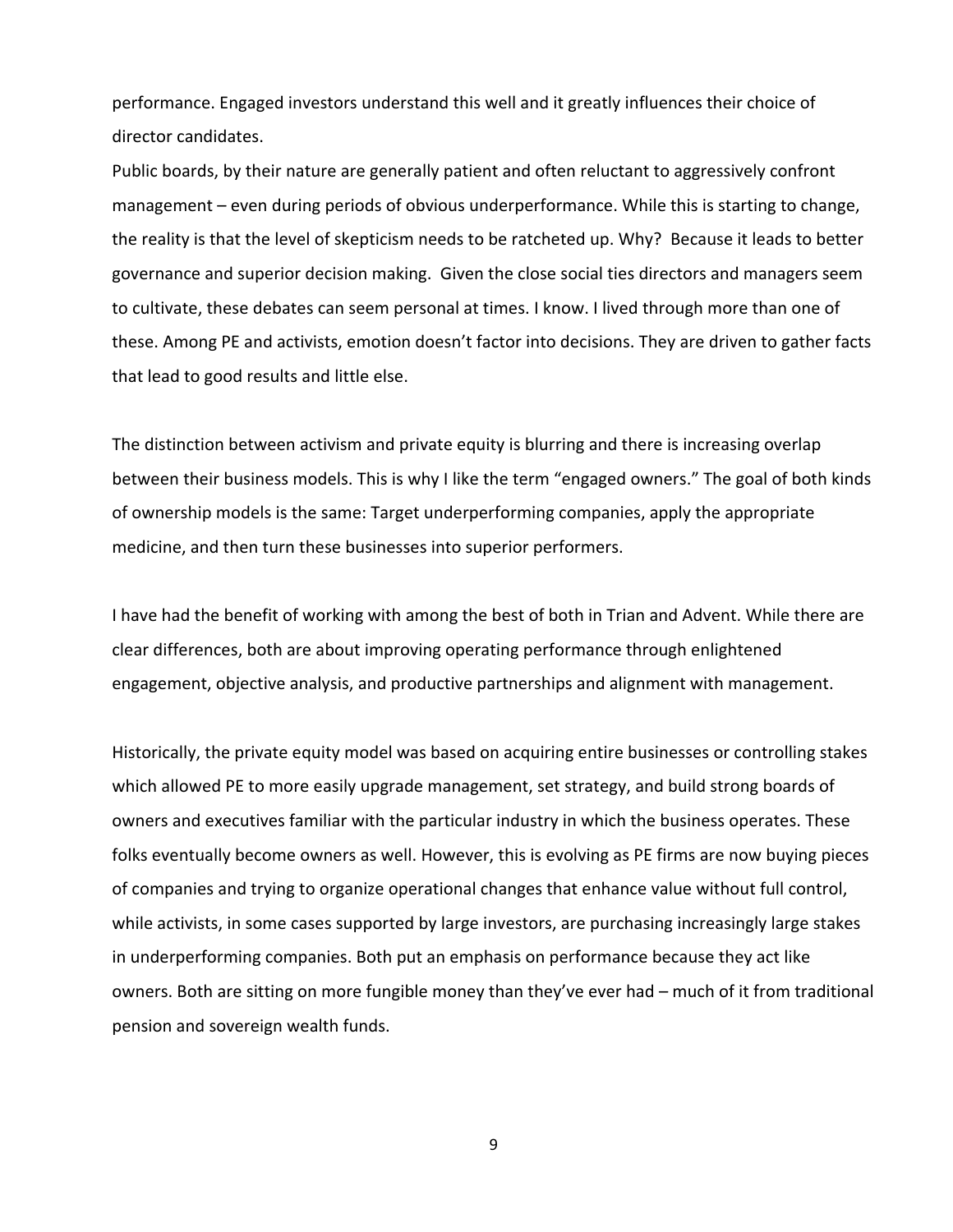performance. Engaged investors understand this well and it greatly influences their choice of director candidates.

Public boards, by their nature are generally patient and often reluctant to aggressively confront management – even during periods of obvious underperformance. While this is starting to change, the reality is that the level of skepticism needs to be ratcheted up. Why? Because it leads to better governance and superior decision making. Given the close social ties directors and managers seem to cultivate, these debates can seem personal at times. I know. I lived through more than one of these. Among PE and activists, emotion doesn't factor into decisions. They are driven to gather facts that lead to good results and little else.

The distinction between activism and private equity is blurring and there is increasing overlap between their business models. This is why I like the term "engaged owners." The goal of both kinds of ownership models is the same: Target underperforming companies, apply the appropriate medicine, and then turn these businesses into superior performers.

I have had the benefit of working with among the best of both in Trian and Advent. While there are clear differences, both are about improving operating performance through enlightened engagement, objective analysis, and productive partnerships and alignment with management.

Historically, the private equity model was based on acquiring entire businesses or controlling stakes which allowed PE to more easily upgrade management, set strategy, and build strong boards of owners and executives familiar with the particular industry in which the business operates. These folks eventually become owners as well. However, this is evolving as PE firms are now buying pieces of companies and trying to organize operational changes that enhance value without full control, while activists, in some cases supported by large investors, are purchasing increasingly large stakes in underperforming companies. Both put an emphasis on performance because they act like owners. Both are sitting on more fungible money than they've ever had – much of it from traditional pension and sovereign wealth funds.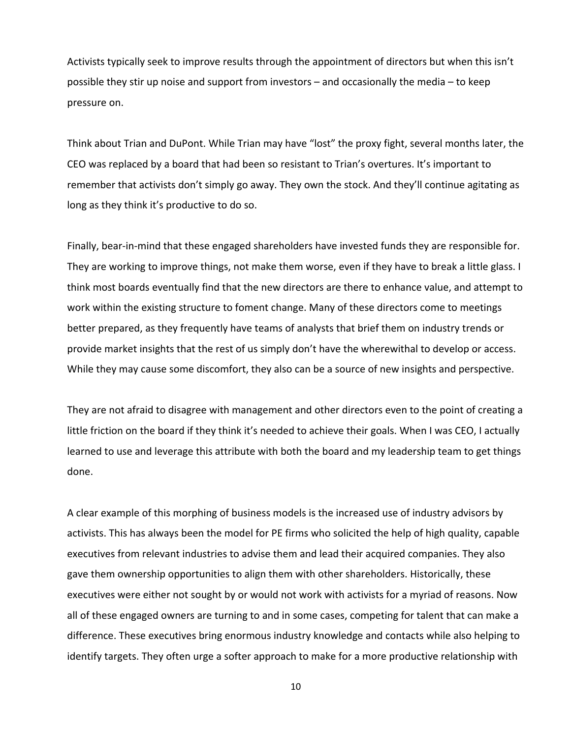Activists typically seek to improve results through the appointment of directors but when this isn't possible they stir up noise and support from investors – and occasionally the media – to keep pressure on.

Think about Trian and DuPont. While Trian may have "lost" the proxy fight, several months later, the CEO was replaced by a board that had been so resistant to Trian's overtures. It's important to remember that activists don't simply go away. They own the stock. And they'll continue agitating as long as they think it's productive to do so.

Finally, bear-in-mind that these engaged shareholders have invested funds they are responsible for. They are working to improve things, not make them worse, even if they have to break a little glass. I think most boards eventually find that the new directors are there to enhance value, and attempt to work within the existing structure to foment change. Many of these directors come to meetings better prepared, as they frequently have teams of analysts that brief them on industry trends or provide market insights that the rest of us simply don't have the wherewithal to develop or access. While they may cause some discomfort, they also can be a source of new insights and perspective.

They are not afraid to disagree with management and other directors even to the point of creating a little friction on the board if they think it's needed to achieve their goals. When I was CEO, I actually learned to use and leverage this attribute with both the board and my leadership team to get things done.

A clear example of this morphing of business models is the increased use of industry advisors by activists. This has always been the model for PE firms who solicited the help of high quality, capable executives from relevant industries to advise them and lead their acquired companies. They also gave them ownership opportunities to align them with other shareholders. Historically, these executives were either not sought by or would not work with activists for a myriad of reasons. Now all of these engaged owners are turning to and in some cases, competing for talent that can make a difference. These executives bring enormous industry knowledge and contacts while also helping to identify targets. They often urge a softer approach to make for a more productive relationship with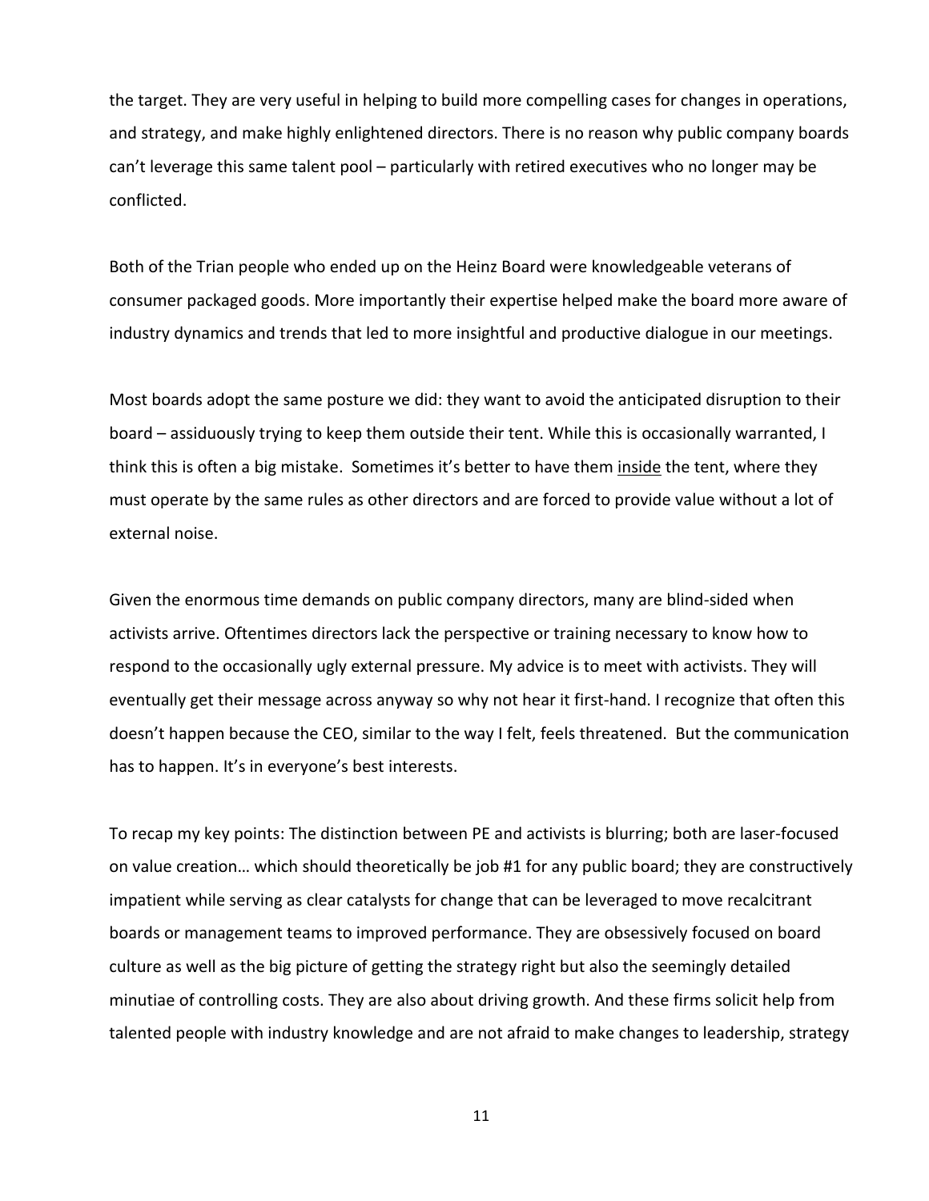the target. They are very useful in helping to build more compelling cases for changes in operations, and strategy, and make highly enlightened directors. There is no reason why public company boards can't leverage this same talent pool – particularly with retired executives who no longer may be conflicted.

Both of the Trian people who ended up on the Heinz Board were knowledgeable veterans of consumer packaged goods. More importantly their expertise helped make the board more aware of industry dynamics and trends that led to more insightful and productive dialogue in our meetings.

Most boards adopt the same posture we did: they want to avoid the anticipated disruption to their board – assiduously trying to keep them outside their tent. While this is occasionally warranted, I think this is often a big mistake. Sometimes it's better to have them <u>inside</u> the tent, where they must operate by the same rules as other directors and are forced to provide value without a lot of external noise.

Given the enormous time demands on public company directors, many are blind-sided when activists arrive. Oftentimes directors lack the perspective or training necessary to know how to respond to the occasionally ugly external pressure. My advice is to meet with activists. They will eventually get their message across anyway so why not hear it first-hand. I recognize that often this doesn't happen because the CEO, similar to the way I felt, feels threatened. But the communication has to happen. It's in everyone's best interests.

To recap my key points: The distinction between PE and activists is blurring; both are laser-focused on value creation… which should theoretically be job #1 for any public board; they are constructively impatient while serving as clear catalysts for change that can be leveraged to move recalcitrant boards or management teams to improved performance. They are obsessively focused on board culture as well as the big picture of getting the strategy right but also the seemingly detailed minutiae of controlling costs. They are also about driving growth. And these firms solicit help from talented people with industry knowledge and are not afraid to make changes to leadership, strategy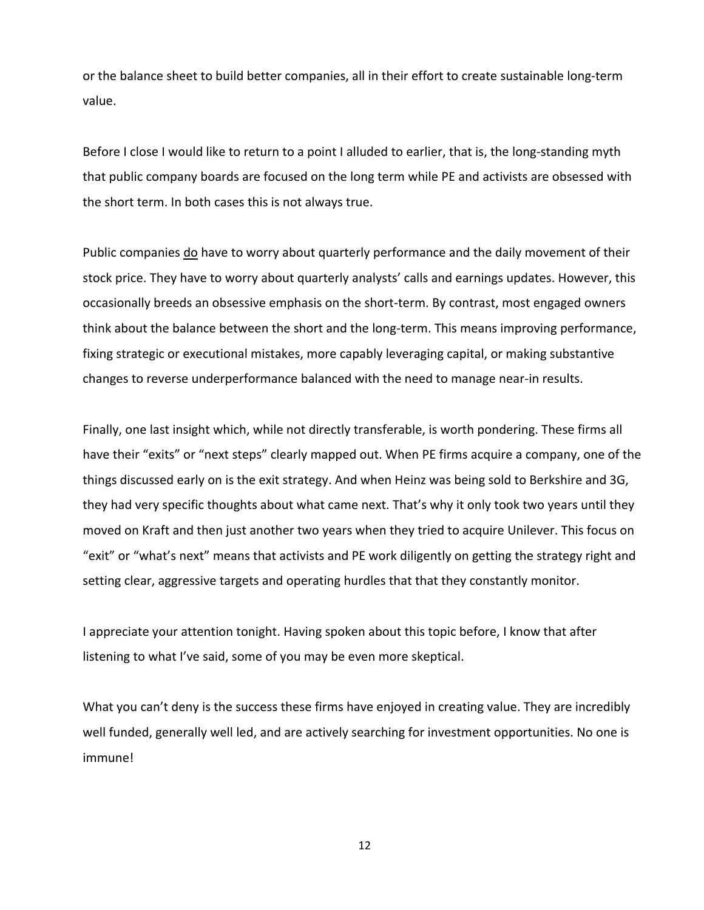or the balance sheet to build better companies, all in their effort to create sustainable long-term value.

Before I close I would like to return to a point I alluded to earlier, that is, the long-standing myth that public company boards are focused on the long term while PE and activists are obsessed with the short term. In both cases this is not always true.

Public companies do have to worry about quarterly performance and the daily movement of their stock price. They have to worry about quarterly analysts' calls and earnings updates. However, this occasionally breeds an obsessive emphasis on the short-term. By contrast, most engaged owners think about the balance between the short and the long-term. This means improving performance, fixing strategic or executional mistakes, more capably leveraging capital, or making substantive changes to reverse underperformance balanced with the need to manage near-in results.

Finally, one last insight which, while not directly transferable, is worth pondering. These firms all have their "exits" or "next steps" clearly mapped out. When PE firms acquire a company, one of the things discussed early on is the exit strategy. And when Heinz was being sold to Berkshire and 3G, they had very specific thoughts about what came next. That's why it only took two years until they moved on Kraft and then just another two years when they tried to acquire Unilever. This focus on "exit" or "what's next" means that activists and PE work diligently on getting the strategy right and setting clear, aggressive targets and operating hurdles that that they constantly monitor.

I appreciate your attention tonight. Having spoken about this topic before, I know that after listening to what I've said, some of you may be even more skeptical.

What you can't deny is the success these firms have enjoyed in creating value. They are incredibly well funded, generally well led, and are actively searching for investment opportunities. No one is immune!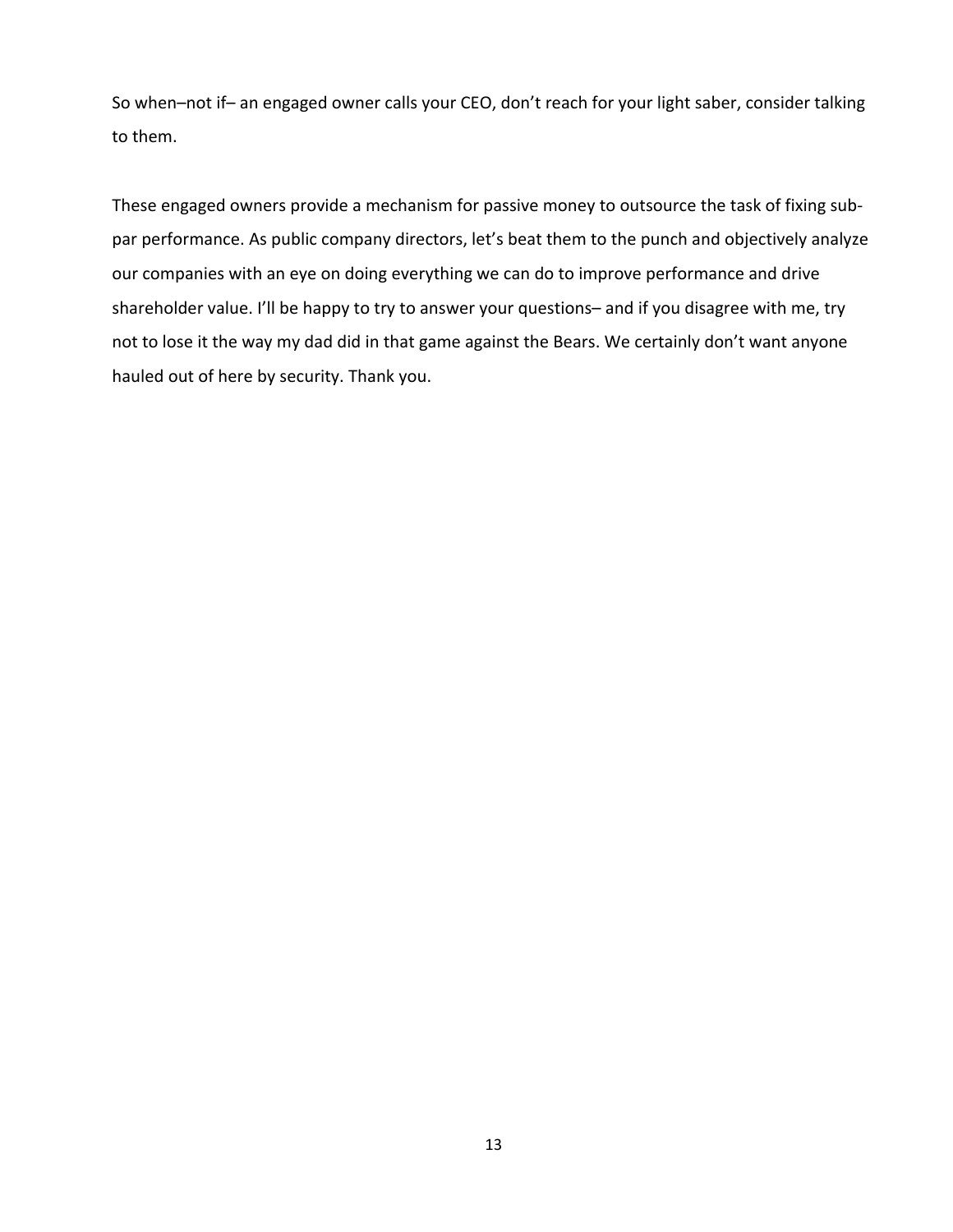So when–not if– an engaged owner calls your CEO, don't reach for your light saber, consider talking to them.

These engaged owners provide a mechanism for passive money to outsource the task of fixing sub-par performance. As public company directors, let's beat them to the punch and objectively analyze our companies with an eye on doing everything we can do to improve performance and drive shareholder value. I'll be happy to try to answer your questions– and if you disagree with me, try not to lose it the way my dad did in that game against the Bears. We certainly don't want anyone hauled out of here by security. Thank you.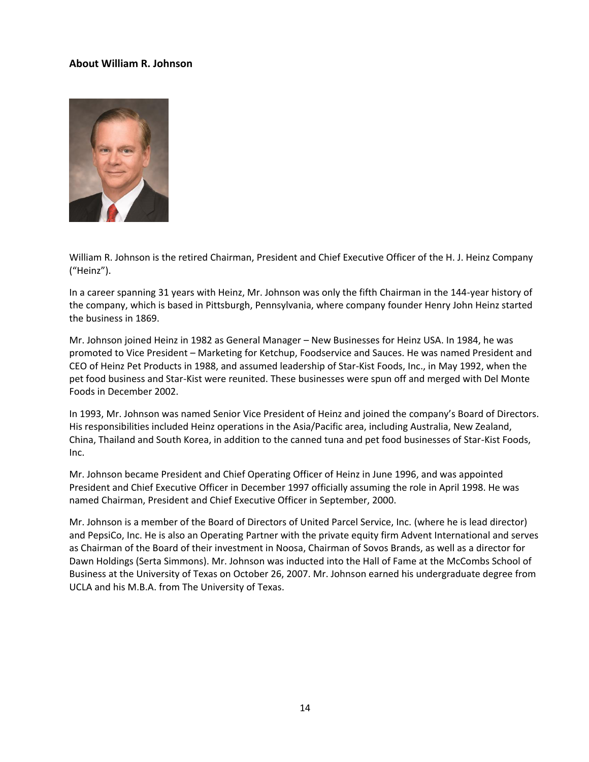## About William R. Johnson

William R. Johnson is the retired Chairman, President and Chief Executive Officer of the H. J. Heinz Company ("Heinz").

In a career spanning 31 years with Heinz, Mr. Johnson was only the fifth Chairman in the 144-year history of the company, which is based in Pittsburgh, Pennsylvania, where company founder Henry John Heinz started the business in 1869.

Mr. Johnson joined Heinz in 1982 as General Manager – New Businesses for Heinz USA. In 1984, he was promoted to Vice President – Marketing for Ketchup, Foodservice and Sauces. He was named President and CEO of Heinz Pet Products in 1988, and assumed leadership of Star-Kist Foods, Inc., in May 1992, when the pet food business and Star-Kist were reunited. These businesses were spun off and merged with Del Monte Foods in December 2002.

In 1993, Mr. Johnson was named Senior Vice President of Heinz and joined the company's Board of Directors. His responsibilities included Heinz operations in the Asia/Pacific area, including Australia, New Zealand, China, Thailand and South Korea, in addition to the canned tuna and pet food businesses of Star-Kist Foods, Inc.

Mr. Johnson became President and Chief Operating Officer of Heinz in June 1996, and was appointed President and Chief Executive Officer in December 1997 officially assuming the role in April 1998. He was named Chairman, President and Chief Executive Officer in September, 2000.

Mr. Johnson is a member of the Board of Directors of United Parcel Service, Inc. (where he is lead director) and PepsiCo, Inc. He is also an Operating Partner with the private equity firm Advent International and serves as Chairman of the Board of their investment in Noosa, Chairman of Sovos Brands, as well as a director for Dawn Holdings (Serta Simmons). Mr. Johnson was inducted into the Hall of Fame at the McCombs School of Business at the University of Texas on October 26, 2007. Mr. Johnson earned his undergraduate degree from UCLA and his M.B.A. from The University of Texas.